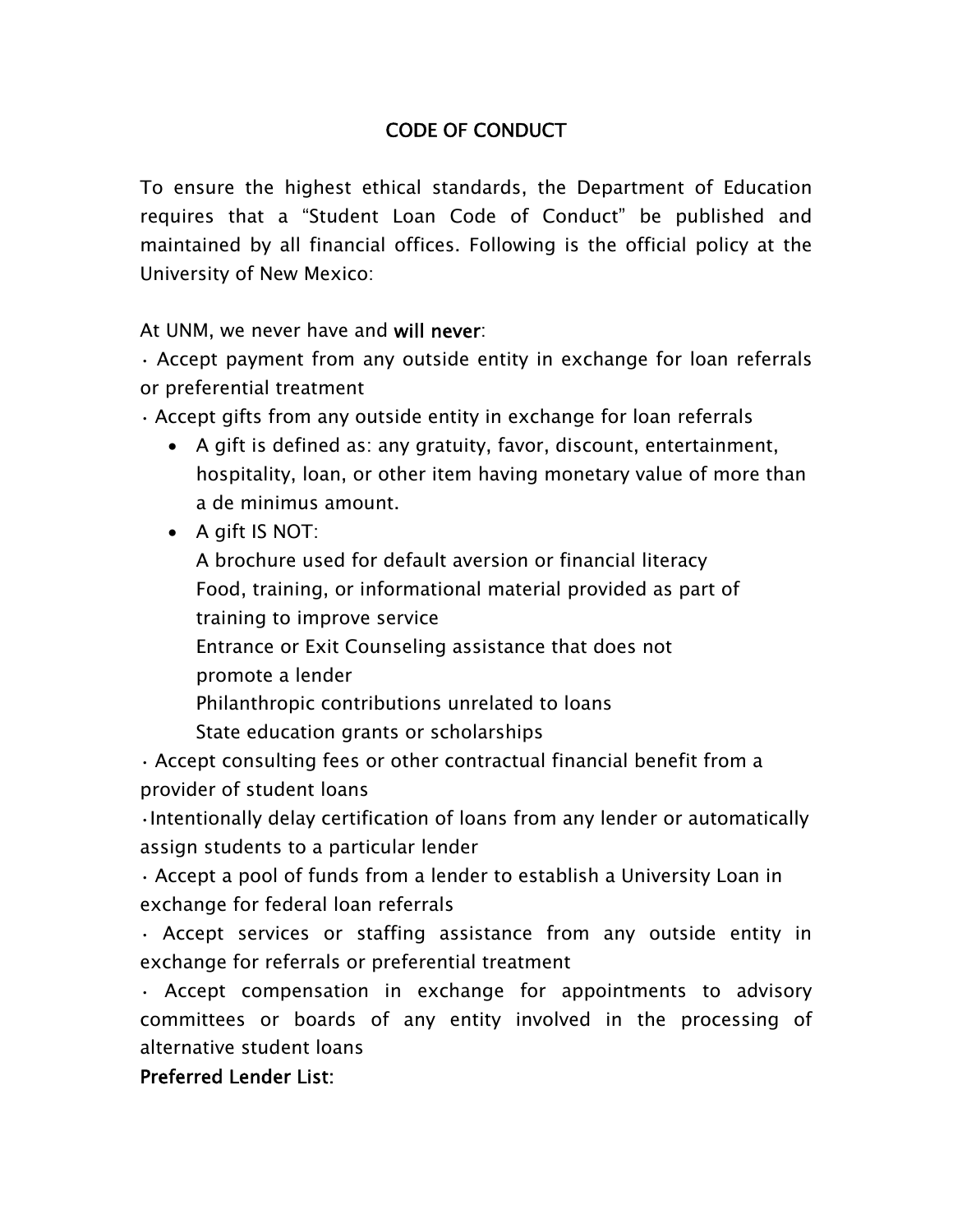# CODE OF CONDUCT

To ensure the highest ethical standards, the Department of Education requires that a "Student Loan Code of Conduct" be published and maintained by all financial offices. Following is the official policy at the University of New Mexico:

At UNM, we never have and **will never**:

- Accept payment from any outside entity in exchange for loan referrals or preferential treatment
- Accept gifts from any outside entity in exchange for loan referrals
  - A gift is defined as: any gratuity, favor, discount, entertainment, hospitality, loan, or other item having monetary value of more than a de minimus amount.
  - A gift IS NOT:
    A brochure used for default aversion or financial literacy
    Food, training, or informational material provided as part of training to improve service
    Entrance or Exit Counseling assistance that does not promote a lender
    Philanthropic contributions unrelated to loans
    State education grants or scholarships
- Accept consulting fees or other contractual financial benefit from a provider of student loans
- Intentionally delay certification of loans from any lender or automatically assign students to a particular lender
- Accept a pool of funds from a lender to establish a University Loan in exchange for federal loan referrals
- Accept services or staffing assistance from any outside entity in exchange for referrals or preferential treatment
- Accept compensation in exchange for appointments to advisory committees or boards of any entity involved in the processing of alternative student loans

**Preferred Lender List**: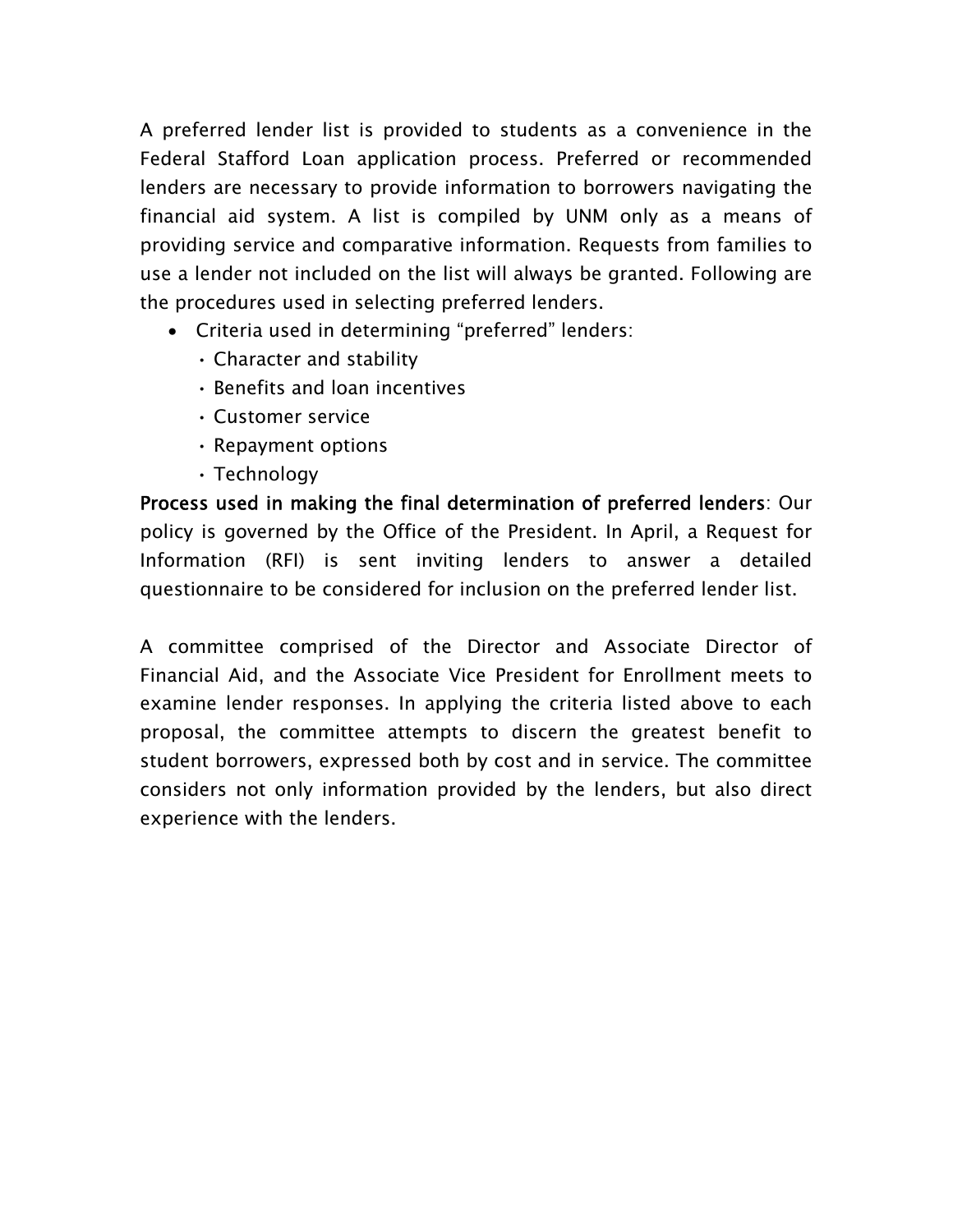A preferred lender list is provided to students as a convenience in the Federal Stafford Loan application process. Preferred or recommended lenders are necessary to provide information to borrowers navigating the financial aid system. A list is compiled by UNM only as a means of providing service and comparative information. Requests from families to use a lender not included on the list will always be granted. Following are the procedures used in selecting preferred lenders.

- Criteria used in determining "preferred" lenders:
  - Character and stability
  - Benefits and loan incentives
  - Customer service
  - Repayment options
  - Technology

**Process used in making the final determination of preferred lenders**: Our policy is governed by the Office of the President. In April, a Request for Information (RFI) is sent inviting lenders to answer a detailed questionnaire to be considered for inclusion on the preferred lender list.

A committee comprised of the Director and Associate Director of Financial Aid, and the Associate Vice President for Enrollment meets to examine lender responses. In applying the criteria listed above to each proposal, the committee attempts to discern the greatest benefit to student borrowers, expressed both by cost and in service. The committee considers not only information provided by the lenders, but also direct experience with the lenders.